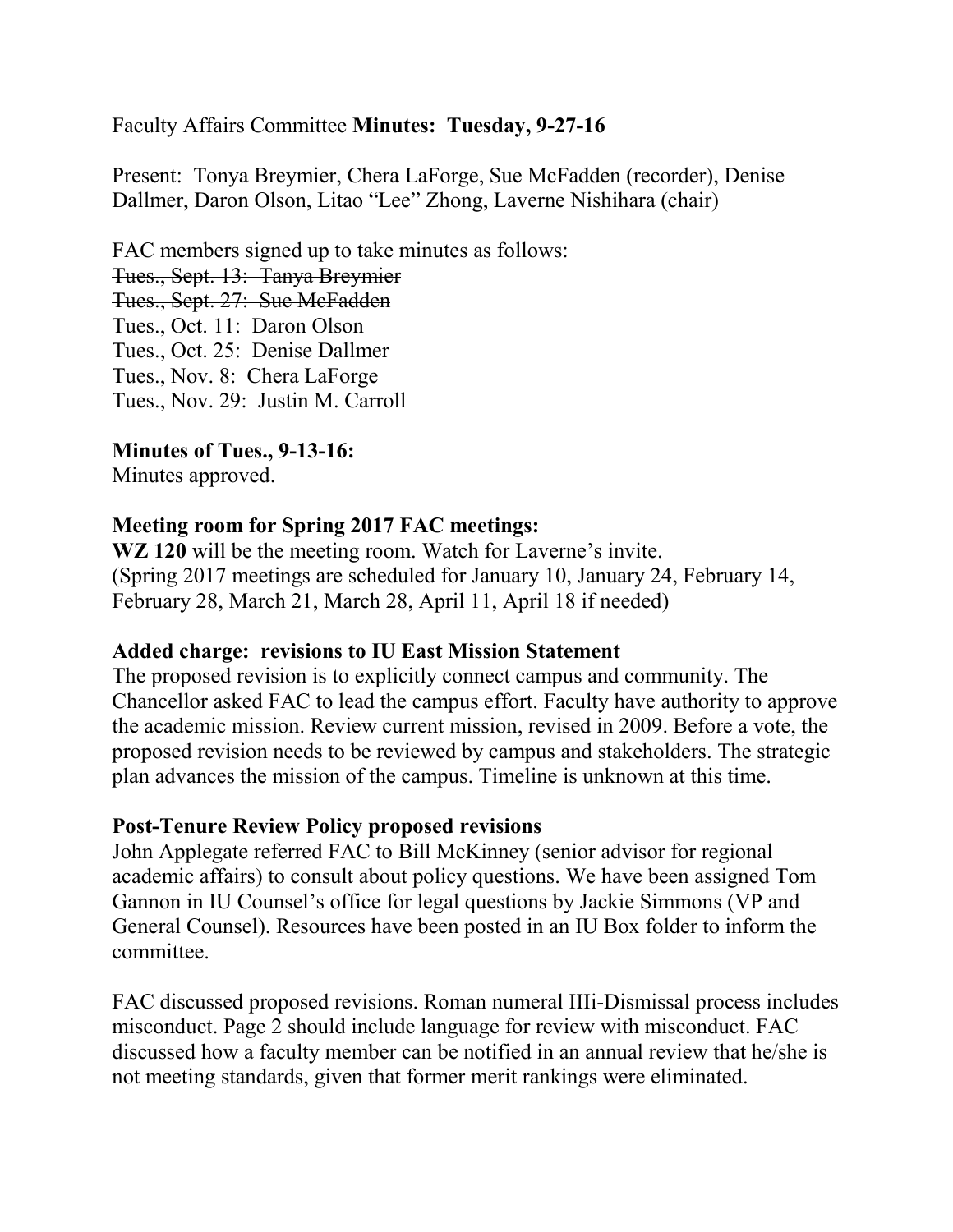Faculty Affairs Committee **Minutes: Tuesday, 9-27-16**

Present: Tonya Breymier, Chera LaForge, Sue McFadden (recorder), Denise Dallmer, Daron Olson, Litao "Lee" Zhong, Laverne Nishihara (chair)

FAC members signed up to take minutes as follows:
~~Tues., Sept. 13: Tanya Breymier~~
~~Tues., Sept. 27: Sue McFadden~~
Tues., Oct. 11: Daron Olson
Tues., Oct. 25: Denise Dallmer
Tues., Nov. 8: Chera LaForge
Tues., Nov. 29: Justin M. Carroll

**Minutes of Tues., 9-13-16:**
Minutes approved.

**Meeting room for Spring 2017 FAC meetings:**
**WZ 120** will be the meeting room. Watch for Laverne's invite.
(Spring 2017 meetings are scheduled for January 10, January 24, February 14, February 28, March 21, March 28, April 11, April 18 if needed)

**Added charge: revisions to IU East Mission Statement**
The proposed revision is to explicitly connect campus and community. The Chancellor asked FAC to lead the campus effort. Faculty have authority to approve the academic mission. Review current mission, revised in 2009. Before a vote, the proposed revision needs to be reviewed by campus and stakeholders. The strategic plan advances the mission of the campus. Timeline is unknown at this time.

**Post-Tenure Review Policy proposed revisions**
John Applegate referred FAC to Bill McKinney (senior advisor for regional academic affairs) to consult about policy questions. We have been assigned Tom Gannon in IU Counsel's office for legal questions by Jackie Simmons (VP and General Counsel). Resources have been posted in an IU Box folder to inform the committee.

FAC discussed proposed revisions. Roman numeral IIIi-Dismissal process includes misconduct. Page 2 should include language for review with misconduct. FAC discussed how a faculty member can be notified in an annual review that he/she is not meeting standards, given that former merit rankings were eliminated.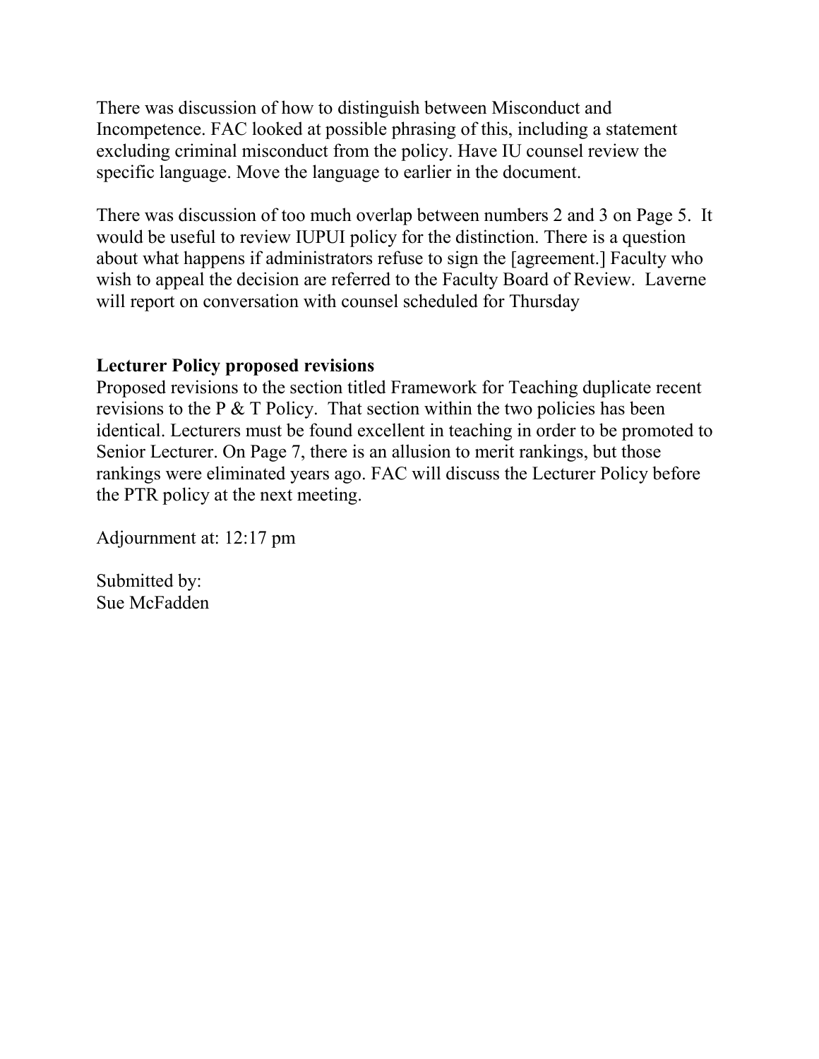There was discussion of how to distinguish between Misconduct and Incompetence. FAC looked at possible phrasing of this, including a statement excluding criminal misconduct from the policy. Have IU counsel review the specific language. Move the language to earlier in the document.

There was discussion of too much overlap between numbers 2 and 3 on Page 5. It would be useful to review IUPUI policy for the distinction. There is a question about what happens if administrators refuse to sign the [agreement.] Faculty who wish to appeal the decision are referred to the Faculty Board of Review. Laverne will report on conversation with counsel scheduled for Thursday

**Lecturer Policy proposed revisions**

Proposed revisions to the section titled Framework for Teaching duplicate recent revisions to the P & T Policy. That section within the two policies has been identical. Lecturers must be found excellent in teaching in order to be promoted to Senior Lecturer. On Page 7, there is an allusion to merit rankings, but those rankings were eliminated years ago. FAC will discuss the Lecturer Policy before the PTR policy at the next meeting.

Adjournment at: 12:17 pm

Submitted by:
Sue McFadden